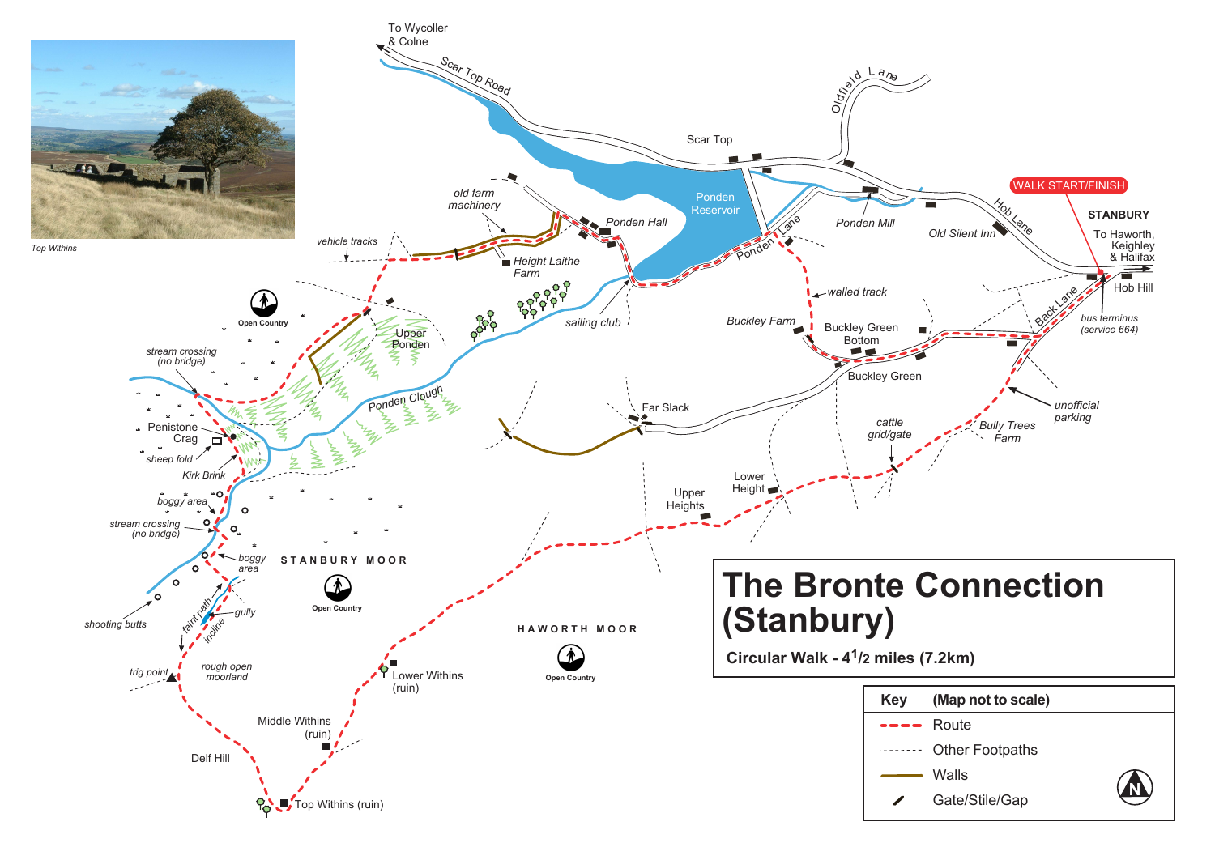# The Bronte Connection (Stanbury)

**Circular Walk - $4^1/2$ miles (7.2km)**

| Key | (Map not to scale) |
|---|---|
| Red dashed line | Route |
| Dotted line | Other Footpaths |
| Brown line | Walls |
| Slash mark | Gate/Stile/Gap |

Top Withins

WALK START/FINISH

STANBURY

To Haworth, Keighley & Halifax

Hob Hill

bus terminus (service 664)

Hob Lane

Back Lane

Old Silent Inn

Ponden Mill

Scar Top

Scar Top Road

To Wycoller & Colne

Oldfield Lane

Ponden Reservoir

Ponden Lane

Ponden Hall

old farm machinery

Height Laithe Farm

vehicle tracks

sailing club

walled track

Buckley Farm

Buckley Green Bottom

Buckley Green

unofficial parking

Bully Trees Farm

cattle grid/gate

Far Slack

Lower Height

Upper Heights

Upper Ponden

Ponden Clough

Open Country

stream crossing (no bridge)

Penistone Crag

sheep fold

Kirk Brink

boggy area

stream crossing (no bridge)

boggy area

STANBURY MOOR

shooting butts

faint path

gully

incline

trig point

rough open moorland

Delf Hill

Middle Withins (ruin)

Top Withins (ruin)

Lower Withins (ruin)

HAWORTH MOOR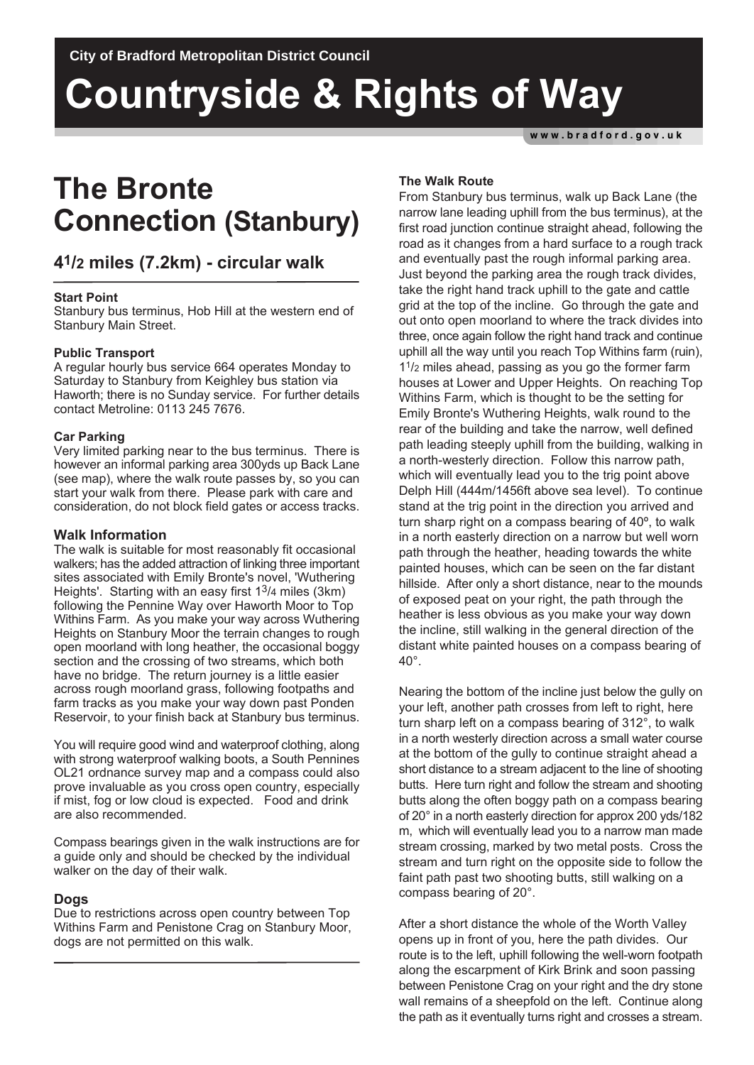City of Bradford Metropolitan District Council

# Countryside & Rights of Way

www.bradford.gov.uk

# The Bronte Connection (Stanbury)

## 4$^{1}/_{2}$ miles (7.2km) - circular walk

**Start Point**
Stanbury bus terminus, Hob Hill at the western end of Stanbury Main Street.

**Public Transport**
A regular hourly bus service 664 operates Monday to Saturday to Stanbury from Keighley bus station via Haworth; there is no Sunday service. For further details contact Metroline: 0113 245 7676.

**Car Parking**
Very limited parking near to the bus terminus. There is however an informal parking area 300yds up Back Lane (see map), where the walk route passes by, so you can start your walk from there. Please park with care and consideration, do not block field gates or access tracks.

### Walk Information

The walk is suitable for most reasonably fit occasional walkers; has the added attraction of linking three important sites associated with Emily Bronte's novel, 'Wuthering Heights'. Starting with an easy first 1$^{3}/_{4}$ miles (3km) following the Pennine Way over Haworth Moor to Top Withins Farm. As you make your way across Wuthering Heights on Stanbury Moor the terrain changes to rough open moorland with long heather, the occasional boggy section and the crossing of two streams, which both have no bridge. The return journey is a little easier across rough moorland grass, following footpaths and farm tracks as you make your way down past Ponden Reservoir, to your finish back at Stanbury bus terminus.

You will require good wind and waterproof clothing, along with strong waterproof walking boots, a South Pennines OL21 ordnance survey map and a compass could also prove invaluable as you cross open country, especially if mist, fog or low cloud is expected. Food and drink are also recommended.

Compass bearings given in the walk instructions are for a guide only and should be checked by the individual walker on the day of their walk.

### Dogs

Due to restrictions across open country between Top Withins Farm and Penistone Crag on Stanbury Moor, dogs are not permitted on this walk.

**The Walk Route**
From Stanbury bus terminus, walk up Back Lane (the narrow lane leading uphill from the bus terminus), at the first road junction continue straight ahead, following the road as it changes from a hard surface to a rough track and eventually past the rough informal parking area. Just beyond the parking area the rough track divides, take the right hand track uphill to the gate and cattle grid at the top of the incline. Go through the gate and out onto open moorland to where the track divides into three, once again follow the right hand track and continue uphill all the way until you reach Top Withins farm (ruin), 1$^{1}/_{2}$ miles ahead, passing as you go the former farm houses at Lower and Upper Heights. On reaching Top Withins Farm, which is thought to be the setting for Emily Bronte's Wuthering Heights, walk round to the rear of the building and take the narrow, well defined path leading steeply uphill from the building, walking in a north-westerly direction. Follow this narrow path, which will eventually lead you to the trig point above Delph Hill (444m/1456ft above sea level). To continue stand at the trig point in the direction you arrived and turn sharp right on a compass bearing of 40º, to walk in a north easterly direction on a narrow but well worn path through the heather, heading towards the white painted houses, which can be seen on the far distant hillside. After only a short distance, near to the mounds of exposed peat on your right, the path through the heather is less obvious as you make your way down the incline, still walking in the general direction of the distant white painted houses on a compass bearing of 40°.

Nearing the bottom of the incline just below the gully on your left, another path crosses from left to right, here turn sharp left on a compass bearing of 312°, to walk in a north westerly direction across a small water course at the bottom of the gully to continue straight ahead a short distance to a stream adjacent to the line of shooting butts. Here turn right and follow the stream and shooting butts along the often boggy path on a compass bearing of 20° in a north easterly direction for approx 200 yds/182 m, which will eventually lead you to a narrow man made stream crossing, marked by two metal posts. Cross the stream and turn right on the opposite side to follow the faint path past two shooting butts, still walking on a compass bearing of 20°.

After a short distance the whole of the Worth Valley opens up in front of you, here the path divides. Our route is to the left, uphill following the well-worn footpath along the escarpment of Kirk Brink and soon passing between Penistone Crag on your right and the dry stone wall remains of a sheepfold on the left. Continue along the path as it eventually turns right and crosses a stream.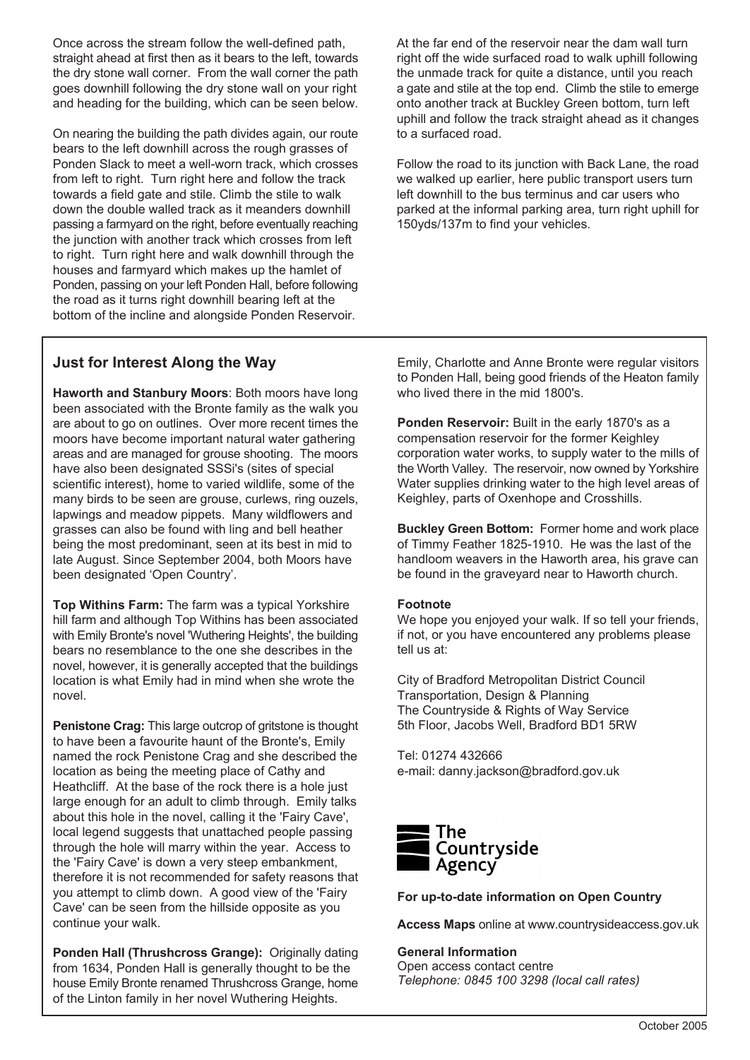Once across the stream follow the well-defined path, straight ahead at first then as it bears to the left, towards the dry stone wall corner. From the wall corner the path goes downhill following the dry stone wall on your right and heading for the building, which can be seen below.

On nearing the building the path divides again, our route bears to the left downhill across the rough grasses of Ponden Slack to meet a well-worn track, which crosses from left to right. Turn right here and follow the track towards a field gate and stile. Climb the stile to walk down the double walled track as it meanders downhill passing a farmyard on the right, before eventually reaching the junction with another track which crosses from left to right. Turn right here and walk downhill through the houses and farmyard which makes up the hamlet of Ponden, passing on your left Ponden Hall, before following the road as it turns right downhill bearing left at the bottom of the incline and alongside Ponden Reservoir.

At the far end of the reservoir near the dam wall turn right off the wide surfaced road to walk uphill following the unmade track for quite a distance, until you reach a gate and stile at the top end. Climb the stile to emerge onto another track at Buckley Green bottom, turn left uphill and follow the track straight ahead as it changes to a surfaced road.

Follow the road to its junction with Back Lane, the road we walked up earlier, here public transport users turn left downhill to the bus terminus and car users who parked at the informal parking area, turn right uphill for 150yds/137m to find your vehicles.

## Just for Interest Along the Way

**Haworth and Stanbury Moors**: Both moors have long been associated with the Bronte family as the walk you are about to go on outlines. Over more recent times the moors have become important natural water gathering areas and are managed for grouse shooting. The moors have also been designated SSSi's (sites of special scientific interest), home to varied wildlife, some of the many birds to be seen are grouse, curlews, ring ouzels, lapwings and meadow pippets. Many wildflowers and grasses can also be found with ling and bell heather being the most predominant, seen at its best in mid to late August. Since September 2004, both Moors have been designated 'Open Country'.

**Top Withins Farm:** The farm was a typical Yorkshire hill farm and although Top Withins has been associated with Emily Bronte's novel 'Wuthering Heights', the building bears no resemblance to the one she describes in the novel, however, it is generally accepted that the buildings location is what Emily had in mind when she wrote the novel.

**Penistone Crag:** This large outcrop of gritstone is thought to have been a favourite haunt of the Bronte's, Emily named the rock Penistone Crag and she described the location as being the meeting place of Cathy and Heathcliff. At the base of the rock there is a hole just large enough for an adult to climb through. Emily talks about this hole in the novel, calling it the 'Fairy Cave', local legend suggests that unattached people passing through the hole will marry within the year. Access to the 'Fairy Cave' is down a very steep embankment, therefore it is not recommended for safety reasons that you attempt to climb down. A good view of the 'Fairy Cave' can be seen from the hillside opposite as you continue your walk.

**Ponden Hall (Thrushcross Grange):** Originally dating from 1634, Ponden Hall is generally thought to be the house Emily Bronte renamed Thrushcross Grange, home of the Linton family in her novel Wuthering Heights.

Emily, Charlotte and Anne Bronte were regular visitors to Ponden Hall, being good friends of the Heaton family who lived there in the mid 1800's.

**Ponden Reservoir:** Built in the early 1870's as a compensation reservoir for the former Keighley corporation water works, to supply water to the mills of the Worth Valley. The reservoir, now owned by Yorkshire Water supplies drinking water to the high level areas of Keighley, parts of Oxenhope and Crosshills.

**Buckley Green Bottom:** Former home and work place of Timmy Feather 1825-1910. He was the last of the handloom weavers in the Haworth area, his grave can be found in the graveyard near to Haworth church.

**Footnote**

We hope you enjoyed your walk. If so tell your friends, if not, or you have encountered any problems please tell us at:

City of Bradford Metropolitan District Council
Transportation, Design & Planning
The Countryside & Rights of Way Service
5th Floor, Jacobs Well, Bradford BD1 5RW

Tel: 01274 432666
e-mail: danny.jackson@bradford.gov.uk

The Countryside Agency

**For up-to-date information on Open Country**

**Access Maps** online at www.countrysideaccess.gov.uk

**General Information**
Open access contact centre
*Telephone: 0845 100 3298 (local call rates)*

October 2005